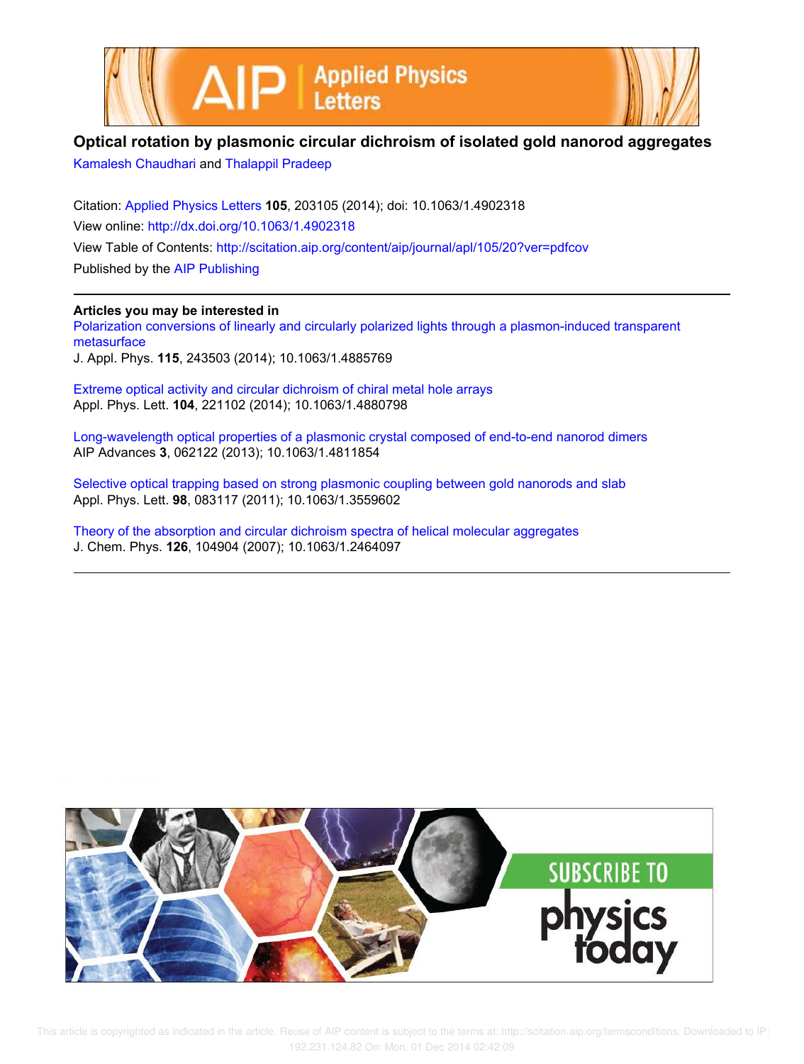# Optical rotation by plasmonic circular dichroism of isolated gold nanorod aggregates

Kamalesh Chaudhari and Thalappil Pradeep

Citation: Applied Physics Letters **105**, 203105 (2014); doi: 10.1063/1.4902318

View online: http://dx.doi.org/10.1063/1.4902318

View Table of Contents: http://scitation.aip.org/content/aip/journal/apl/105/20?ver=pdfcov

Published by the AIP Publishing

## Articles you may be interested in

Polarization conversions of linearly and circularly polarized lights through a plasmon-induced transparent metasurface
J. Appl. Phys. **115**, 243503 (2014); 10.1063/1.4885769

Extreme optical activity and circular dichroism of chiral metal hole arrays
Appl. Phys. Lett. **104**, 221102 (2014); 10.1063/1.4880798

Long-wavelength optical properties of a plasmonic crystal composed of end-to-end nanorod dimers
AIP Advances **3**, 062122 (2013); 10.1063/1.4811854

Selective optical trapping based on strong plasmonic coupling between gold nanorods and slab
Appl. Phys. Lett. **98**, 083117 (2011); 10.1063/1.3559602

Theory of the absorption and circular dichroism spectra of helical molecular aggregates
J. Chem. Phys. **126**, 104904 (2007); 10.1063/1.2464097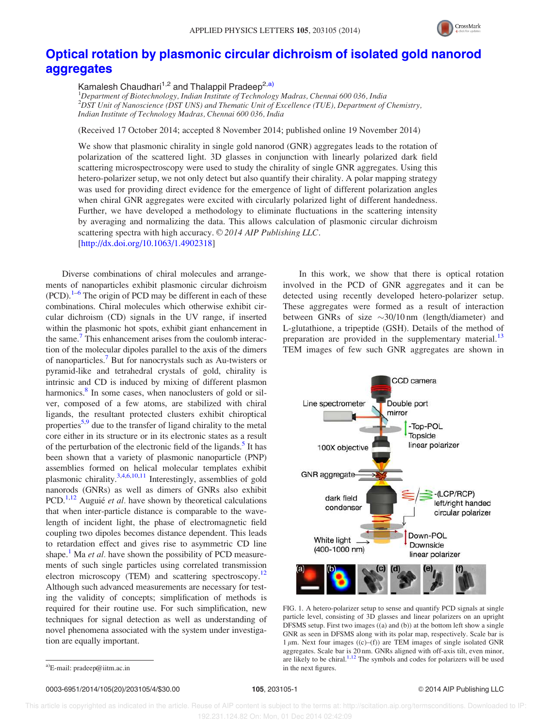# Optical rotation by plasmonic circular dichroism of isolated gold nanorod aggregates

Kamalesh Chaudhari[1,2] and Thalappil Pradeep[2,a)]

[1]Department of Biotechnology, Indian Institute of Technology Madras, Chennai 600 036, India
[2]DST Unit of Nanoscience (DST UNS) and Thematic Unit of Excellence (TUE), Department of Chemistry, Indian Institute of Technology Madras, Chennai 600 036, India

(Received 17 October 2014; accepted 8 November 2014; published online 19 November 2014)

We show that plasmonic chirality in single gold nanorod (GNR) aggregates leads to the rotation of polarization of the scattered light. 3D glasses in conjunction with linearly polarized dark field scattering microspectroscopy were used to study the chirality of single GNR aggregates. Using this hetero-polarizer setup, we not only detect but also quantify their chirality. A polar mapping strategy was used for providing direct evidence for the emergence of light of different polarization angles when chiral GNR aggregates were excited with circularly polarized light of different handedness. Further, we have developed a methodology to eliminate fluctuations in the scattering intensity by averaging and normalizing the data. This allows calculation of plasmonic circular dichroism scattering spectra with high accuracy. *© 2014 AIP Publishing LLC*. [http://dx.doi.org/10.1063/1.4902318]

Diverse combinations of chiral molecules and arrangements of nanoparticles exhibit plasmonic circular dichroism (PCD).[1–6] The origin of PCD may be different in each of these combinations. Chiral molecules which otherwise exhibit circular dichroism (CD) signals in the UV range, if inserted within the plasmonic hot spots, exhibit giant enhancement in the same.[7] This enhancement arises from the coulomb interaction of the molecular dipoles parallel to the axis of the dimers of nanoparticles.[7] But for nanocrystals such as Au-twisters or pyramid-like and tetrahedral crystals of gold, chirality is intrinsic and CD is induced by mixing of different plasmon harmonics.[8] In some cases, when nanoclusters of gold or silver, composed of a few atoms, are stabilized with chiral ligands, the resultant protected clusters exhibit chiroptical properties[5,9] due to the transfer of ligand chirality to the metal core either in its structure or in its electronic states as a result of the perturbation of the electronic field of the ligands.[5] It has been shown that a variety of plasmonic nanoparticle (PNP) assemblies formed on helical molecular templates exhibit plasmonic chirality.[3,4,6,10,11] Interestingly, assemblies of gold nanorods (GNRs) as well as dimers of GNRs also exhibit PCD.[1,12] Auguié *et al.* have shown by theoretical calculations that when inter-particle distance is comparable to the wavelength of incident light, the phase of electromagnetic field coupling two dipoles becomes distance dependent. This leads to retardation effect and gives rise to asymmetric CD line shape.[1] Ma *et al.* have shown the possibility of PCD measurements of such single particles using correlated transmission electron microscopy (TEM) and scattering spectroscopy.[12] Although such advanced measurements are necessary for testing the validity of concepts; simplification of methods is required for their routine use. For such simplification, new techniques for signal detection as well as understanding of novel phenomena associated with the system under investigation are equally important.

In this work, we show that there is optical rotation involved in the PCD of GNR aggregates and it can be detected using recently developed hetero-polarizer setup. These aggregates were formed as a result of interaction between GNRs of size ∼30/10 nm (length/diameter) and L-glutathione, a tripeptide (GSH). Details of the method of preparation are provided in the supplementary material.[13] TEM images of few such GNR aggregates are shown in

FIG. 1. A hetero-polarizer setup to sense and quantify PCD signals at single particle level, consisting of 3D glasses and linear polarizers on an upright DFSMS setup. First two images ((a) and (b)) at the bottom left show a single GNR as seen in DFSMS along with its polar map, respectively. Scale bar is 1 $\mu$m. Next four images ((c)–(f)) are TEM images of single isolated GNR aggregates. Scale bar is 20 nm. GNRs aligned with off-axis tilt, even minor, are likely to be chiral.[1,12] The symbols and codes for polarizers will be used in the next figures.

a)E-mail: pradeep@iitm.ac.in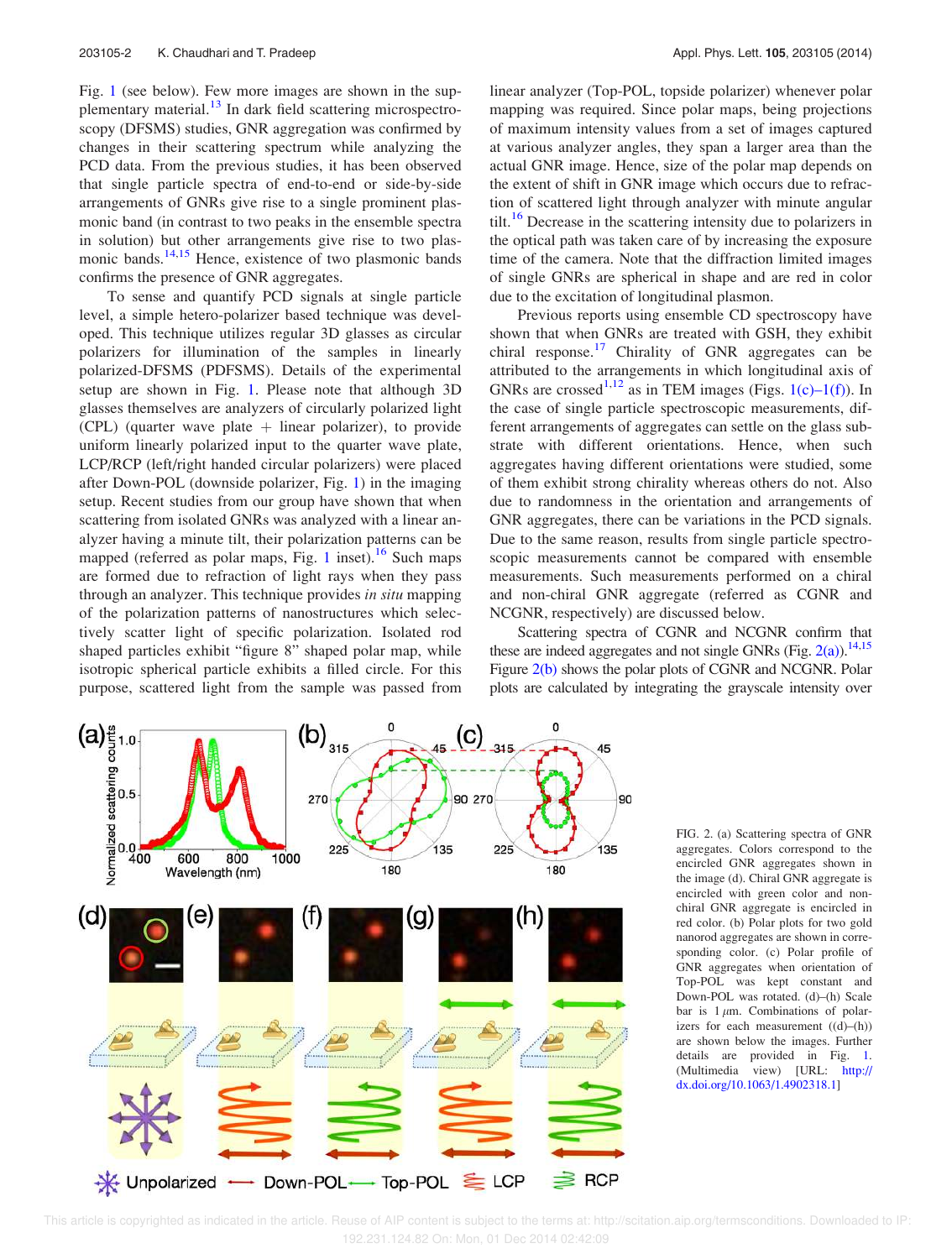Fig. 1 (see below). Few more images are shown in the supplementary material.[13] In dark field scattering microspectroscopy (DFSMS) studies, GNR aggregation was confirmed by changes in their scattering spectrum while analyzing the PCD data. From the previous studies, it has been observed that single particle spectra of end-to-end or side-by-side arrangements of GNRs give rise to a single prominent plasmonic band (in contrast to two peaks in the ensemble spectra in solution) but other arrangements give rise to two plasmonic bands.[14,15] Hence, existence of two plasmonic bands confirms the presence of GNR aggregates.

To sense and quantify PCD signals at single particle level, a simple hetero-polarizer based technique was developed. This technique utilizes regular 3D glasses as circular polarizers for illumination of the samples in linearly polarized-DFSMS (PDFSMS). Details of the experimental setup are shown in Fig. 1. Please note that although 3D glasses themselves are analyzers of circularly polarized light (CPL) (quarter wave plate + linear polarizer), to provide uniform linearly polarized input to the quarter wave plate, LCP/RCP (left/right handed circular polarizers) were placed after Down-POL (downside polarizer, Fig. 1) in the imaging setup. Recent studies from our group have shown that when scattering from isolated GNRs was analyzed with a linear analyzer having a minute tilt, their polarization patterns can be mapped (referred as polar maps, Fig. 1 inset).[16] Such maps are formed due to refraction of light rays when they pass through an analyzer. This technique provides *in situ* mapping of the polarization patterns of nanostructures which selectively scatter light of specific polarization. Isolated rod shaped particles exhibit "figure 8" shaped polar map, while isotropic spherical particle exhibits a filled circle. For this purpose, scattered light from the sample was passed from linear analyzer (Top-POL, topside polarizer) whenever polar mapping was required. Since polar maps, being projections of maximum intensity values from a set of images captured at various analyzer angles, they span a larger area than the actual GNR image. Hence, size of the polar map depends on the extent of shift in GNR image which occurs due to refraction of scattered light through analyzer with minute angular tilt.[16] Decrease in the scattering intensity due to polarizers in the optical path was taken care of by increasing the exposure time of the camera. Note that the diffraction limited images of single GNRs are spherical in shape and are red in color due to the excitation of longitudinal plasmon.

Previous reports using ensemble CD spectroscopy have shown that when GNRs are treated with GSH, they exhibit chiral response.[17] Chirality of GNR aggregates can be attributed to the arrangements in which longitudinal axis of GNRs are crossed[1,12] as in TEM images (Figs. 1(c)–1(f)). In the case of single particle spectroscopic measurements, different arrangements of aggregates can settle on the glass substrate with different orientations. Hence, when such aggregates having different orientations were studied, some of them exhibit strong chirality whereas others do not. Also due to randomness in the orientation and arrangements of GNR aggregates, there can be variations in the PCD signals. Due to the same reason, results from single particle spectroscopic measurements cannot be compared with ensemble measurements. Such measurements performed on a chiral and non-chiral GNR aggregate (referred as CGNR and NCGNR, respectively) are discussed below.

Scattering spectra of CGNR and NCGNR confirm that these are indeed aggregates and not single GNRs (Fig. 2(a)).[14,15] Figure 2(b) shows the polar plots of CGNR and NCGNR. Polar plots are calculated by integrating the grayscale intensity over

FIG. 2. (a) Scattering spectra of GNR aggregates. Colors correspond to the encircled GNR aggregates shown in the image (d). Chiral GNR aggregate is encircled with green color and non-chiral GNR aggregate is encircled in red color. (b) Polar plots for two gold nanorod aggregates are shown in corresponding color. (c) Polar profile of GNR aggregates when orientation of Top-POL was kept constant and Down-POL was rotated. (d)–(h) Scale bar is 1 μm. Combinations of polarizers for each measurement ((d)–(h)) are shown below the images. Further details are provided in Fig. 1. (Multimedia view) [URL: http://dx.doi.org/10.1063/1.4902318.1]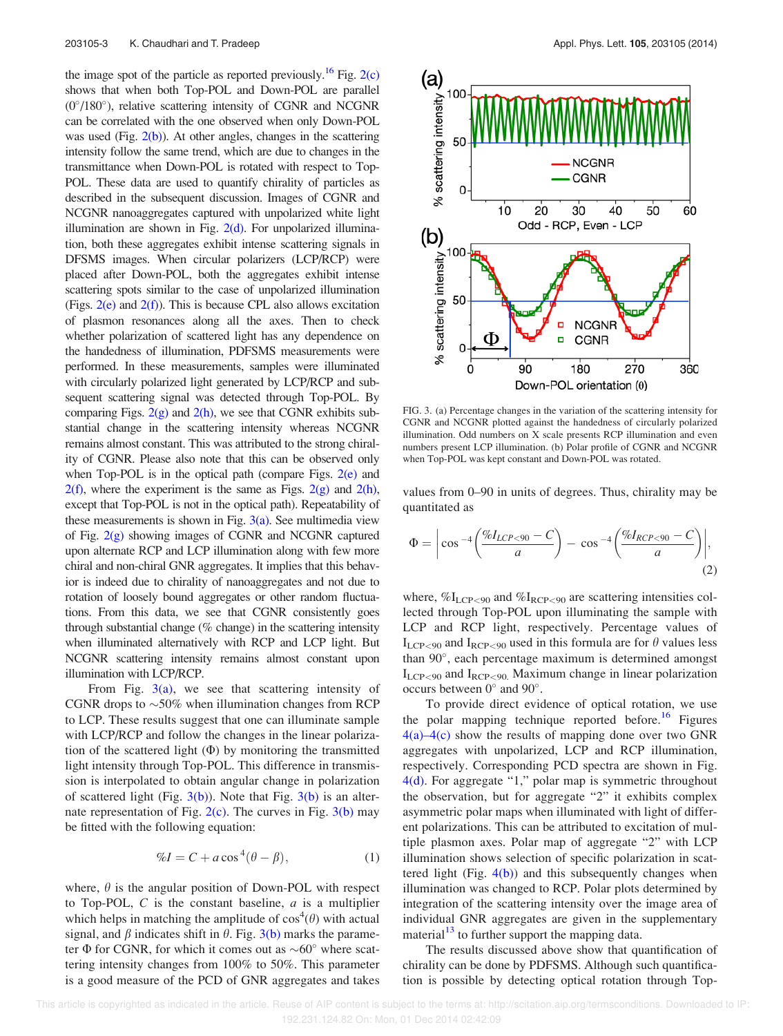the image spot of the particle as reported previously.[16] Fig. 2(c) shows that when both Top-POL and Down-POL are parallel (0°/180°), relative scattering intensity of CGNR and NCGNR can be correlated with the one observed when only Down-POL was used (Fig. 2(b)). At other angles, changes in the scattering intensity follow the same trend, which are due to changes in the transmittance when Down-POL is rotated with respect to Top-POL. These data are used to quantify chirality of particles as described in the subsequent discussion. Images of CGNR and NCGNR nanoaggregates captured with unpolarized white light illumination are shown in Fig. 2(d). For unpolarized illumination, both these aggregates exhibit intense scattering signals in DFSMS images. When circular polarizers (LCP/RCP) were placed after Down-POL, both the aggregates exhibit intense scattering spots similar to the case of unpolarized illumination (Figs. 2(e) and 2(f)). This is because CPL also allows excitation of plasmon resonances along all the axes. Then to check whether polarization of scattered light has any dependence on the handedness of illumination, PDFSMS measurements were performed. In these measurements, samples were illuminated with circularly polarized light generated by LCP/RCP and subsequent scattering signal was detected through Top-POL. By comparing Figs. 2(g) and 2(h), we see that CGNR exhibits substantial change in the scattering intensity whereas NCGNR remains almost constant. This was attributed to the strong chirality of CGNR. Please also note that this can be observed only when Top-POL is in the optical path (compare Figs. 2(e) and 2(f), where the experiment is the same as Figs. 2(g) and 2(h), except that Top-POL is not in the optical path). Repeatability of these measurements is shown in Fig. 3(a). See multimedia view of Fig. 2(g) showing images of CGNR and NCGNR captured upon alternate RCP and LCP illumination along with few more chiral and non-chiral GNR aggregates. It implies that this behavior is indeed due to chirality of nanoaggregates and not due to rotation of loosely bound aggregates or other random fluctuations. From this data, we see that CGNR consistently goes through substantial change (% change) in the scattering intensity when illuminated alternatively with RCP and LCP light. But NCGNR scattering intensity remains almost constant upon illumination with LCP/RCP.

From Fig. 3(a), we see that scattering intensity of CGNR drops to ~50% when illumination changes from RCP to LCP. These results suggest that one can illuminate sample with LCP/RCP and follow the changes in the linear polarization of the scattered light (Φ) by monitoring the transmitted light intensity through Top-POL. This difference in transmission is interpolated to obtain angular change in polarization of scattered light (Fig. 3(b)). Note that Fig. 3(b) is an alternate representation of Fig. 2(c). The curves in Fig. 3(b) may be fitted with the following equation:

$$\%I = C + a\cos^4(\theta - \beta), \tag{1}$$

where, $\theta$ is the angular position of Down-POL with respect to Top-POL, $C$ is the constant baseline, $a$ is a multiplier which helps in matching the amplitude of $\cos^4(\theta)$ with actual signal, and $\beta$ indicates shift in $\theta$. Fig. 3(b) marks the parameter Φ for CGNR, for which it comes out as ~60° where scattering intensity changes from 100% to 50%. This parameter is a good measure of the PCD of GNR aggregates and takes values from 0–90 in units of degrees. Thus, chirality may be quantitated as

$$\Phi = \left| \cos^{-4}\left(\frac{\%I_{LCP<90} - C}{a}\right) - \cos^{-4}\left(\frac{\%I_{RCP<90} - C}{a}\right) \right|, \tag{2}$$

where, $\%I_{LCP<90}$ and $\%I_{RCP<90}$ are scattering intensities collected through Top-POL upon illuminating the sample with LCP and RCP light, respectively. Percentage values of $I_{LCP<90}$ and $I_{RCP<90}$ used in this formula are for $\theta$ values less than 90°, each percentage maximum is determined amongst $I_{LCP<90}$ and $I_{RCP<90}$. Maximum change in linear polarization occurs between 0° and 90°.

To provide direct evidence of optical rotation, we use the polar mapping technique reported before.[16] Figures 4(a)–4(c) show the results of mapping done over two GNR aggregates with unpolarized, LCP and RCP illumination, respectively. Corresponding PCD spectra are shown in Fig. 4(d). For aggregate "1," polar map is symmetric throughout the observation, but for aggregate "2" it exhibits complex asymmetric polar maps when illuminated with light of different polarizations. This can be attributed to excitation of multiple plasmon axes. Polar map of aggregate "2" with LCP illumination shows selection of specific polarization in scattered light (Fig. 4(b)) and this subsequently changes when illumination was changed to RCP. Polar plots determined by integration of the scattering intensity over the image area of individual GNR aggregates are given in the supplementary material[13] to further support the mapping data.

The results discussed above show that quantification of chirality can be done by PDFSMS. Although such quantification is possible by detecting optical rotation through Top-

FIG. 3. (a) Percentage changes in the variation of the scattering intensity for CGNR and NCGNR plotted against the handedness of circularly polarized illumination. Odd numbers on X scale presents RCP illumination and even numbers present LCP illumination. (b) Polar profile of CGNR and NCGNR when Top-POL was kept constant and Down-POL was rotated.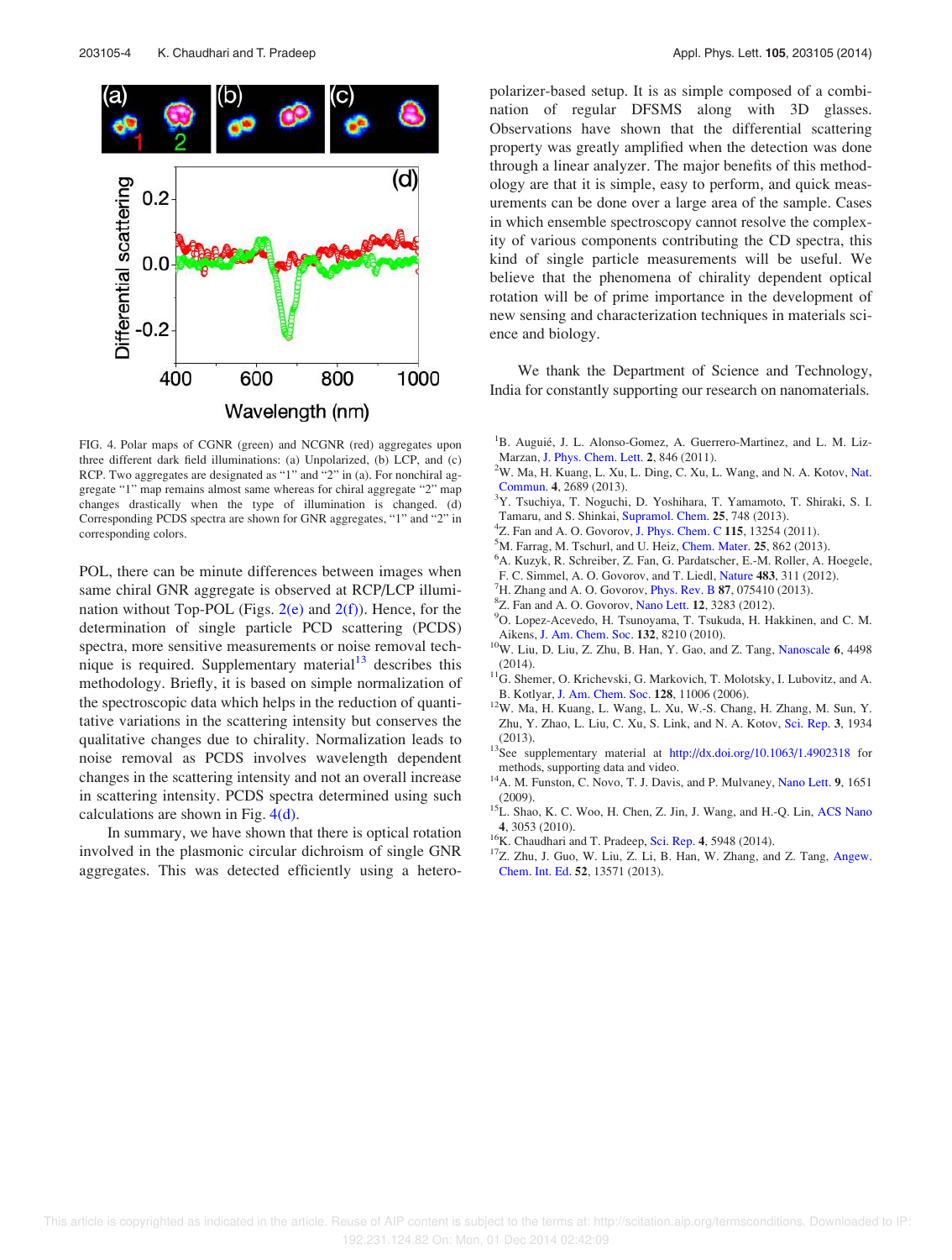(a) 1 2 (b) (c)

(d)

Differential scattering

0.2

0.0

-0.2

400 600 800 1000

Wavelength (nm)

FIG. 4. Polar maps of CGNR (green) and NCGNR (red) aggregates upon three different dark field illuminations: (a) Unpolarized, (b) LCP, and (c) RCP. Two aggregates are designated as "1" and "2" in (a). For nonchiral aggregate "1" map remains almost same whereas for chiral aggregate "2" map changes drastically when the type of illumination is changed. (d) Corresponding PCDS spectra are shown for GNR aggregates, "1" and "2" in corresponding colors.

POL, there can be minute differences between images when same chiral GNR aggregate is observed at RCP/LCP illumination without Top-POL (Figs. 2(e) and 2(f)). Hence, for the determination of single particle PCD scattering (PCDS) spectra, more sensitive measurements or noise removal technique is required. Supplementary material[13] describes this methodology. Briefly, it is based on simple normalization of the spectroscopic data which helps in the reduction of quantitative variations in the scattering intensity but conserves the qualitative changes due to chirality. Normalization leads to noise removal as PCDS involves wavelength dependent changes in the scattering intensity and not an overall increase in scattering intensity. PCDS spectra determined using such calculations are shown in Fig. 4(d).

In summary, we have shown that there is optical rotation involved in the plasmonic circular dichroism of single GNR aggregates. This was detected efficiently using a hetero-polarizer-based setup. It is as simple composed of a combination of regular DFSMS along with 3D glasses. Observations have shown that the differential scattering property was greatly amplified when the detection was done through a linear analyzer. The major benefits of this methodology are that it is simple, easy to perform, and quick measurements can be done over a large area of the sample. Cases in which ensemble spectroscopy cannot resolve the complexity of various components contributing the CD spectra, this kind of single particle measurements will be useful. We believe that the phenomena of chirality dependent optical rotation will be of prime importance in the development of new sensing and characterization techniques in materials science and biology.

We thank the Department of Science and Technology, India for constantly supporting our research on nanomaterials.

[1] B. Auguié, J. L. Alonso-Gomez, A. Guerrero-Martinez, and L. M. Liz-Marzan, J. Phys. Chem. Lett. **2**, 846 (2011).

[2] W. Ma, H. Kuang, L. Xu, L. Ding, C. Xu, L. Wang, and N. A. Kotov, Nat. Commun. **4**, 2689 (2013).

[3] Y. Tsuchiya, T. Noguchi, D. Yoshihara, T. Yamamoto, T. Shiraki, S. I. Tamaru, and S. Shinkai, Supramol. Chem. **25**, 748 (2013).

[4] Z. Fan and A. O. Govorov, J. Phys. Chem. C **115**, 13254 (2011).

[5] M. Farrag, M. Tschurl, and U. Heiz, Chem. Mater. **25**, 862 (2013).

[6] A. Kuzyk, R. Schreiber, Z. Fan, G. Pardatscher, E.-M. Roller, A. Hoegele, F. C. Simmel, A. O. Govorov, and T. Liedl, Nature **483**, 311 (2012).

[7] H. Zhang and A. O. Govorov, Phys. Rev. B **87**, 075410 (2013).

[8] Z. Fan and A. O. Govorov, Nano Lett. **12**, 3283 (2012).

[9] O. Lopez-Acevedo, H. Tsunoyama, T. Tsukuda, H. Hakkinen, and C. M. Aikens, J. Am. Chem. Soc. **132**, 8210 (2010).

[10] W. Liu, D. Liu, Z. Zhu, B. Han, Y. Gao, and Z. Tang, Nanoscale **6**, 4498 (2014).

[11] G. Shemer, O. Krichevski, G. Markovich, T. Molotsky, I. Lubovitz, and A. B. Kotlyar, J. Am. Chem. Soc. **128**, 11006 (2006).

[12] W. Ma, H. Kuang, L. Wang, L. Xu, W.-S. Chang, H. Zhang, M. Sun, Y. Zhu, Y. Zhao, L. Liu, C. Xu, S. Link, and N. A. Kotov, Sci. Rep. **3**, 1934 (2013).

[13] See supplementary material at http://dx.doi.org/10.1063/1.4902318 for methods, supporting data and video.

[14] A. M. Funston, C. Novo, T. J. Davis, and P. Mulvaney, Nano Lett. **9**, 1651 (2009).

[15] L. Shao, K. C. Woo, H. Chen, Z. Jin, J. Wang, and H.-Q. Lin, ACS Nano **4**, 3053 (2010).

[16] K. Chaudhari and T. Pradeep, Sci. Rep. **4**, 5948 (2014).

[17] Z. Zhu, J. Guo, W. Liu, Z. Li, B. Han, W. Zhang, and Z. Tang, Angew. Chem. Int. Ed. **52**, 13571 (2013).